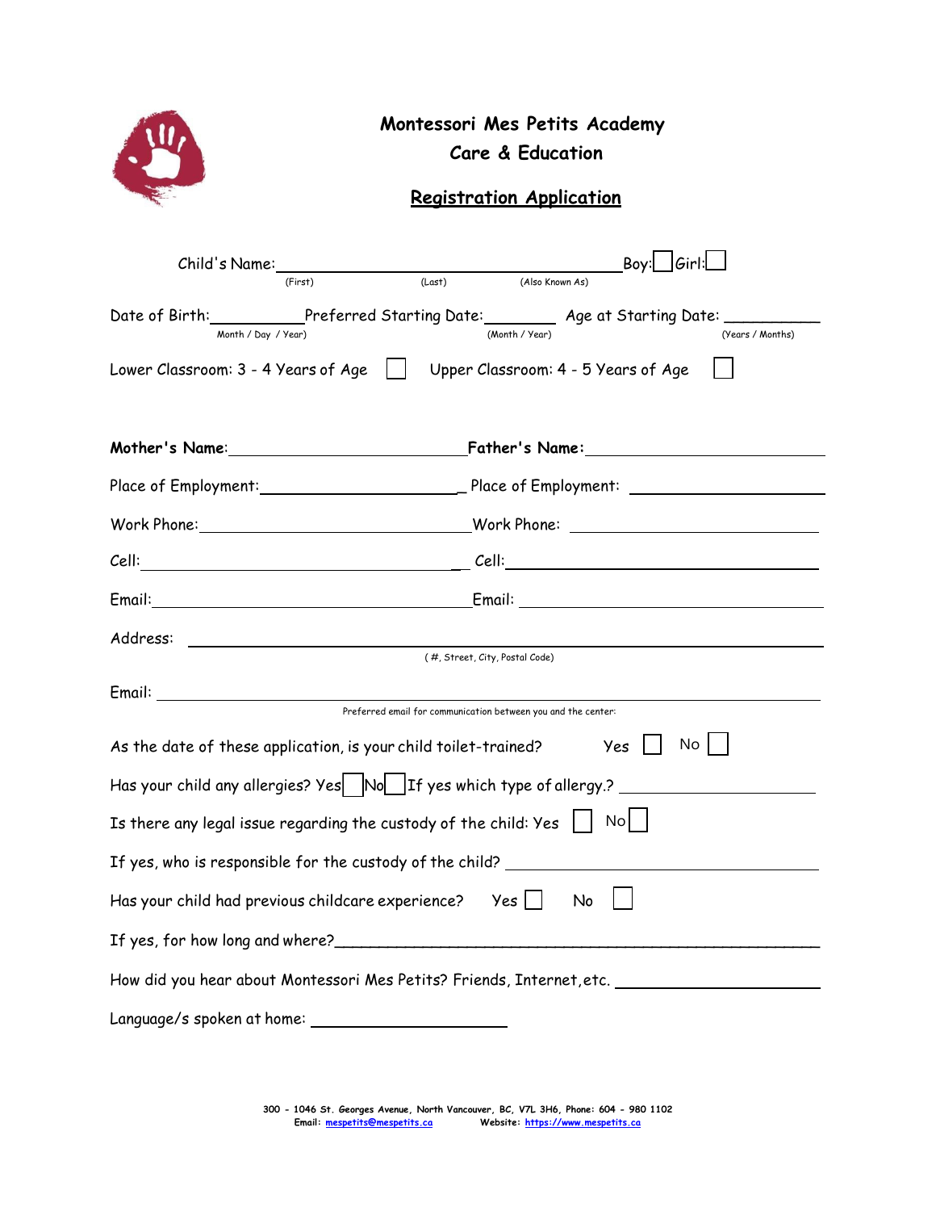# Montessori Mes Petits Academy
## Care & Education

## Registration Application

Child's Name: _______________ _______________ _______________ Boy: ☐ Girl: ☐
(First) (Last) (Also Known As)

Date of Birth: __________ Preferred Starting Date: ________ Age at Starting Date: __________
Month / Day / Year) (Month / Year) (Years / Months)

Lower Classroom: 3 - 4 Years of Age ☐ Upper Classroom: 4 - 5 Years of Age ☐

**Mother's Name:** _______________ **Father's Name:** _______________

Place of Employment: _______________ Place of Employment: _______________

Work Phone: _______________ Work Phone: _______________

Cell: _______________ Cell: _______________

Email: _______________ Email: _______________

Address: _______________________________________________
( #, Street, City, Postal Code)

Email: _______________________________________________
Preferred email for communication between you and the center:

As the date of these application, is your child toilet-trained? Yes ☐ No ☐

Has your child any allergies? Yes ☐ No ☐ If yes which type of allergy.? _______________

Is there any legal issue regarding the custody of the child: Yes ☐ No ☐

If yes, who is responsible for the custody of the child? _______________

Has your child had previous childcare experience? Yes ☐ No ☐

If yes, for how long and where? _______________________________________________

How did you hear about Montessori Mes Petits? Friends, Internet, etc. _______________

Language/s spoken at home: _______________

300 - 1046 St. Georges Avenue, North Vancouver, BC, V7L 3H6, Phone: 604 - 980 1102
Email: mespetits@mespetits.ca Website: https://www.mespetits.ca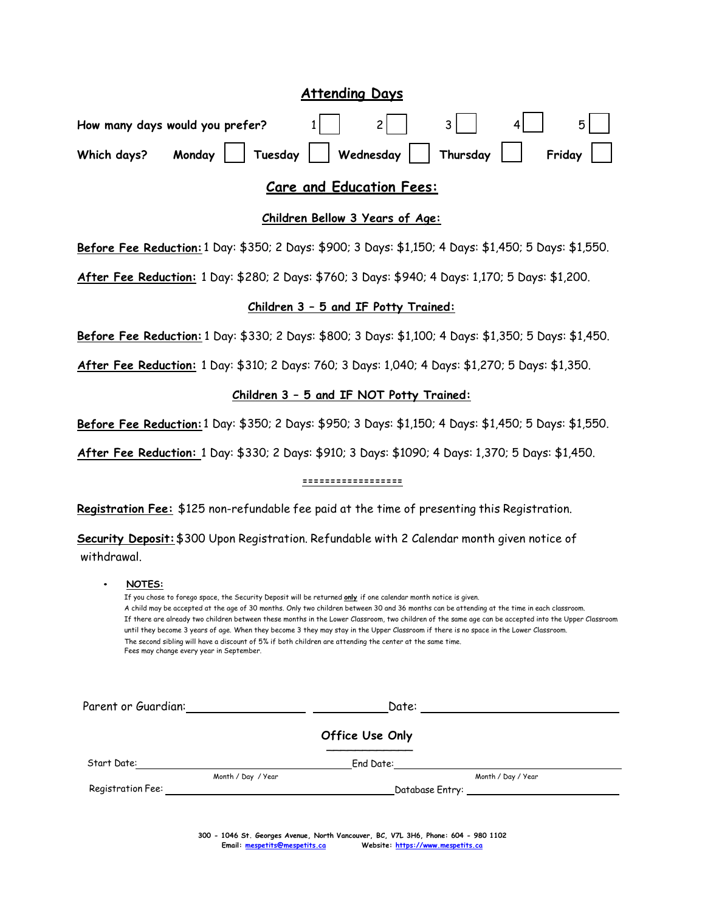## Attending Days

**How many days would you prefer?** 1 ☐ 2 ☐ 3 ☐ 4 ☐ 5 ☐

**Which days?** **Monday** ☐ **Tuesday** ☐ **Wednesday** ☐ **Thursday** ☐ **Friday** ☐

## Care and Education Fees:

### Children Bellow 3 Years of Age:

**Before Fee Reduction:** 1 Day: $350; 2 Days: $900; 3 Days: $1,150; 4 Days: $1,450; 5 Days: $1,550.

**After Fee Reduction:** 1 Day: $280; 2 Days: $760; 3 Days: $940; 4 Days: 1,170; 5 Days: $1,200.

### Children 3 – 5 and IF Potty Trained:

**Before Fee Reduction:** 1 Day: $330; 2 Days: $800; 3 Days: $1,100; 4 Days: $1,350; 5 Days: $1,450.

**After Fee Reduction:** 1 Day: $310; 2 Days: 760; 3 Days: 1,040; 4 Days: $1,270; 5 Days: $1,350.

### Children 3 – 5 and IF NOT Potty Trained:

**Before Fee Reduction:** 1 Day: $350; 2 Days: $950; 3 Days: $1,150; 4 Days: $1,450; 5 Days: $1,550.

**After Fee Reduction:** 1 Day: $330; 2 Days: $910; 3 Days: $1090; 4 Days: 1,370; 5 Days: $1,450.

==================

**Registration Fee:** $125 non-refundable fee paid at the time of presenting this Registration.

**Security Deposit:** $300 Upon Registration. Refundable with 2 Calendar month given notice of withdrawal.

- **NOTES:**
  If you chose to forego space, the Security Deposit will be returned **only** if one calendar month notice is given.
  A child may be accepted at the age of 30 months. Only two children between 30 and 36 months can be attending at the time in each classroom.
  If there are already two children between these months in the Lower Classroom, two children of the same age can be accepted into the Upper Classroom until they become 3 years of age. When they become 3 they may stay in the Upper Classroom if there is no space in the Lower Classroom.
  The second sibling will have a discount of 5% if both children are attending the center at the same time.
  Fees may change every year in September.

Parent or Guardian: ____________________ ____________ Date: ______________________________

### Office Use Only

Start Date: ______________________________ End Date: ______________________________

Month / Day / Year Month / Day / Year

Registration Fee: ______________________________ Database Entry: ______________________________

300 - 1046 St. Georges Avenue, North Vancouver, BC, V7L 3H6, Phone: 604 - 980 1102
Email: mespetits@mespetits.ca Website: https://www.mespetits.ca